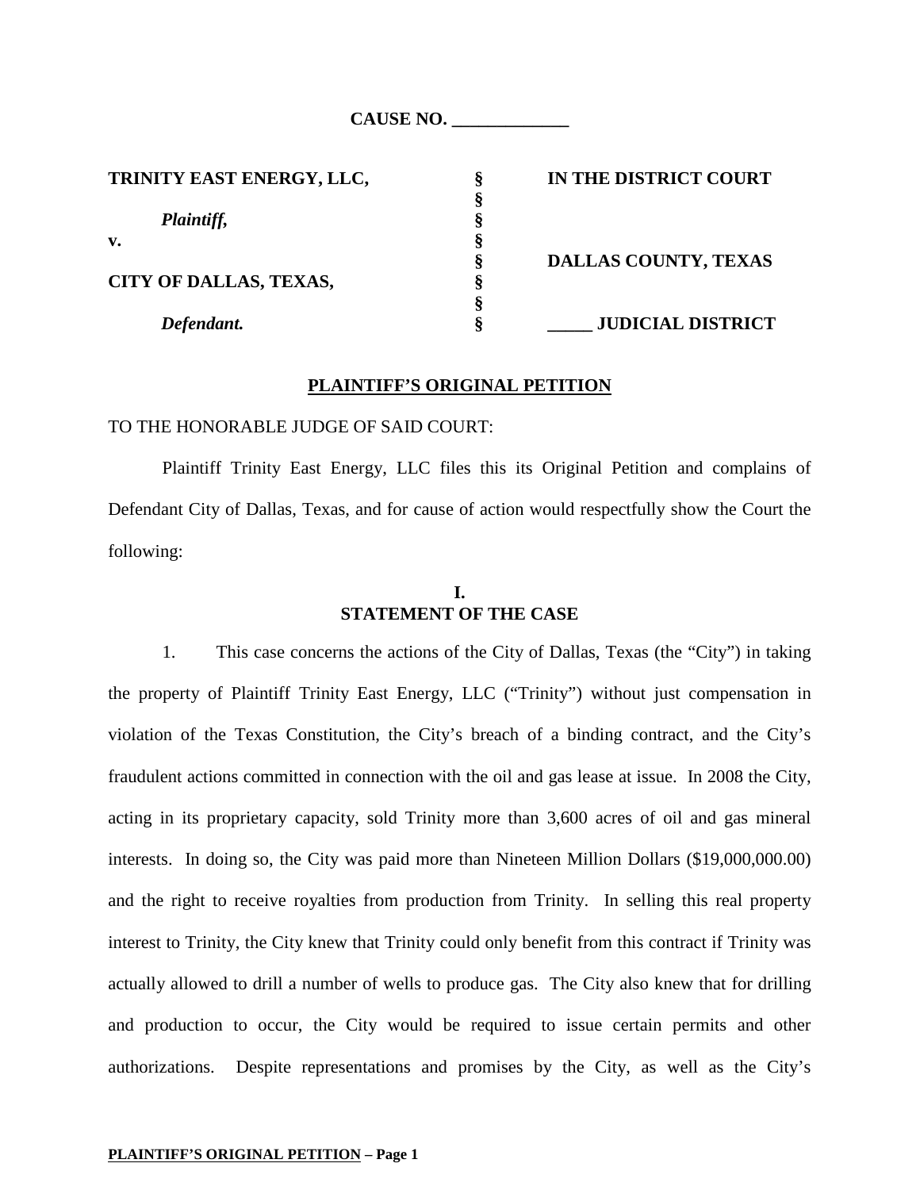**CAUSE NO. _____________**

| | | |
|---|---|---|
| **TRINITY EAST ENERGY, LLC,** | **§** | **IN THE DISTRICT COURT** |
| | **§** | |
| ***Plaintiff,*** | **§** | |
| **v.** | **§** | |
| | **§** | **DALLAS COUNTY, TEXAS** |
| **CITY OF DALLAS, TEXAS,** | **§** | |
| | **§** | |
| ***Defendant.*** | **§** | **_____ JUDICIAL DISTRICT** |

**PLAINTIFF'S ORIGINAL PETITION**

TO THE HONORABLE JUDGE OF SAID COURT:

Plaintiff Trinity East Energy, LLC files this its Original Petition and complains of Defendant City of Dallas, Texas, and for cause of action would respectfully show the Court the following:

## I.
## STATEMENT OF THE CASE

1. This case concerns the actions of the City of Dallas, Texas (the "City") in taking the property of Plaintiff Trinity East Energy, LLC ("Trinity") without just compensation in violation of the Texas Constitution, the City's breach of a binding contract, and the City's fraudulent actions committed in connection with the oil and gas lease at issue. In 2008 the City, acting in its proprietary capacity, sold Trinity more than 3,600 acres of oil and gas mineral interests. In doing so, the City was paid more than Nineteen Million Dollars ($19,000,000.00) and the right to receive royalties from production from Trinity. In selling this real property interest to Trinity, the City knew that Trinity could only benefit from this contract if Trinity was actually allowed to drill a number of wells to produce gas. The City also knew that for drilling and production to occur, the City would be required to issue certain permits and other authorizations. Despite representations and promises by the City, as well as the City's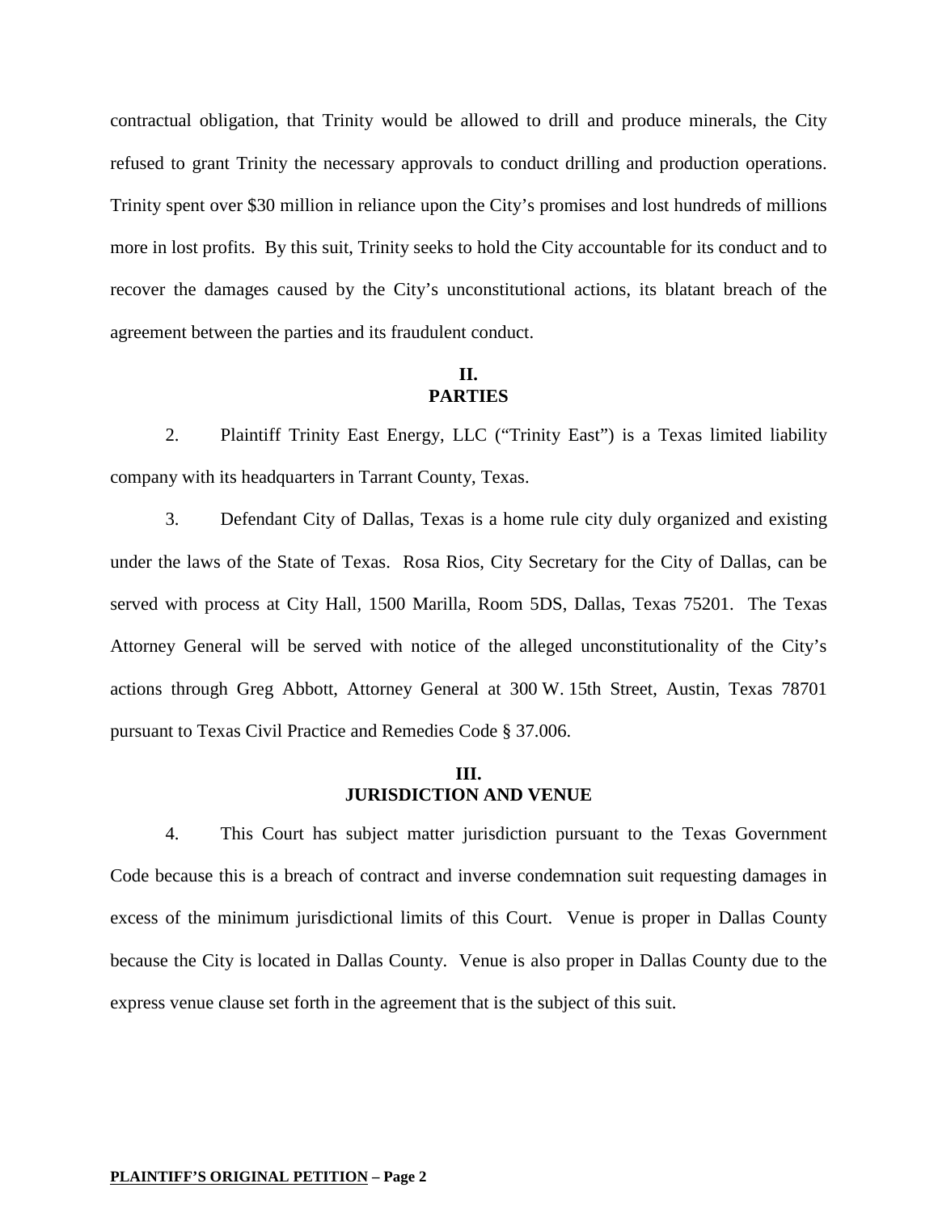contractual obligation, that Trinity would be allowed to drill and produce minerals, the City refused to grant Trinity the necessary approvals to conduct drilling and production operations. Trinity spent over $30 million in reliance upon the City's promises and lost hundreds of millions more in lost profits. By this suit, Trinity seeks to hold the City accountable for its conduct and to recover the damages caused by the City's unconstitutional actions, its blatant breach of the agreement between the parties and its fraudulent conduct.

## II.
## PARTIES

2. Plaintiff Trinity East Energy, LLC ("Trinity East") is a Texas limited liability company with its headquarters in Tarrant County, Texas.

3. Defendant City of Dallas, Texas is a home rule city duly organized and existing under the laws of the State of Texas. Rosa Rios, City Secretary for the City of Dallas, can be served with process at City Hall, 1500 Marilla, Room 5DS, Dallas, Texas 75201. The Texas Attorney General will be served with notice of the alleged unconstitutionality of the City's actions through Greg Abbott, Attorney General at 300 W. 15th Street, Austin, Texas 78701 pursuant to Texas Civil Practice and Remedies Code § 37.006.

## III.
## JURISDICTION AND VENUE

4. This Court has subject matter jurisdiction pursuant to the Texas Government Code because this is a breach of contract and inverse condemnation suit requesting damages in excess of the minimum jurisdictional limits of this Court. Venue is proper in Dallas County because the City is located in Dallas County. Venue is also proper in Dallas County due to the express venue clause set forth in the agreement that is the subject of this suit.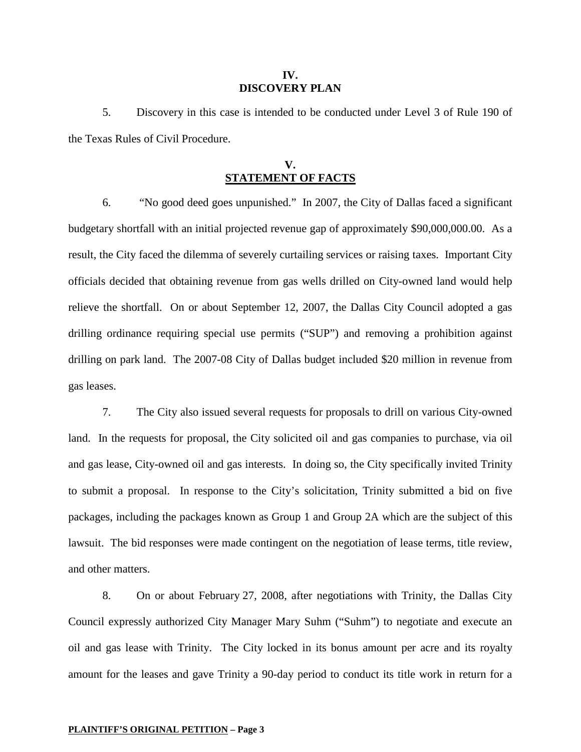## IV.
## DISCOVERY PLAN

5. Discovery in this case is intended to be conducted under Level 3 of Rule 190 of the Texas Rules of Civil Procedure.

## V.
## STATEMENT OF FACTS

6. "No good deed goes unpunished." In 2007, the City of Dallas faced a significant budgetary shortfall with an initial projected revenue gap of approximately $90,000,000.00. As a result, the City faced the dilemma of severely curtailing services or raising taxes. Important City officials decided that obtaining revenue from gas wells drilled on City-owned land would help relieve the shortfall. On or about September 12, 2007, the Dallas City Council adopted a gas drilling ordinance requiring special use permits ("SUP") and removing a prohibition against drilling on park land. The 2007-08 City of Dallas budget included $20 million in revenue from gas leases.

7. The City also issued several requests for proposals to drill on various City-owned land. In the requests for proposal, the City solicited oil and gas companies to purchase, via oil and gas lease, City-owned oil and gas interests. In doing so, the City specifically invited Trinity to submit a proposal. In response to the City's solicitation, Trinity submitted a bid on five packages, including the packages known as Group 1 and Group 2A which are the subject of this lawsuit. The bid responses were made contingent on the negotiation of lease terms, title review, and other matters.

8. On or about February 27, 2008, after negotiations with Trinity, the Dallas City Council expressly authorized City Manager Mary Suhm ("Suhm") to negotiate and execute an oil and gas lease with Trinity. The City locked in its bonus amount per acre and its royalty amount for the leases and gave Trinity a 90-day period to conduct its title work in return for a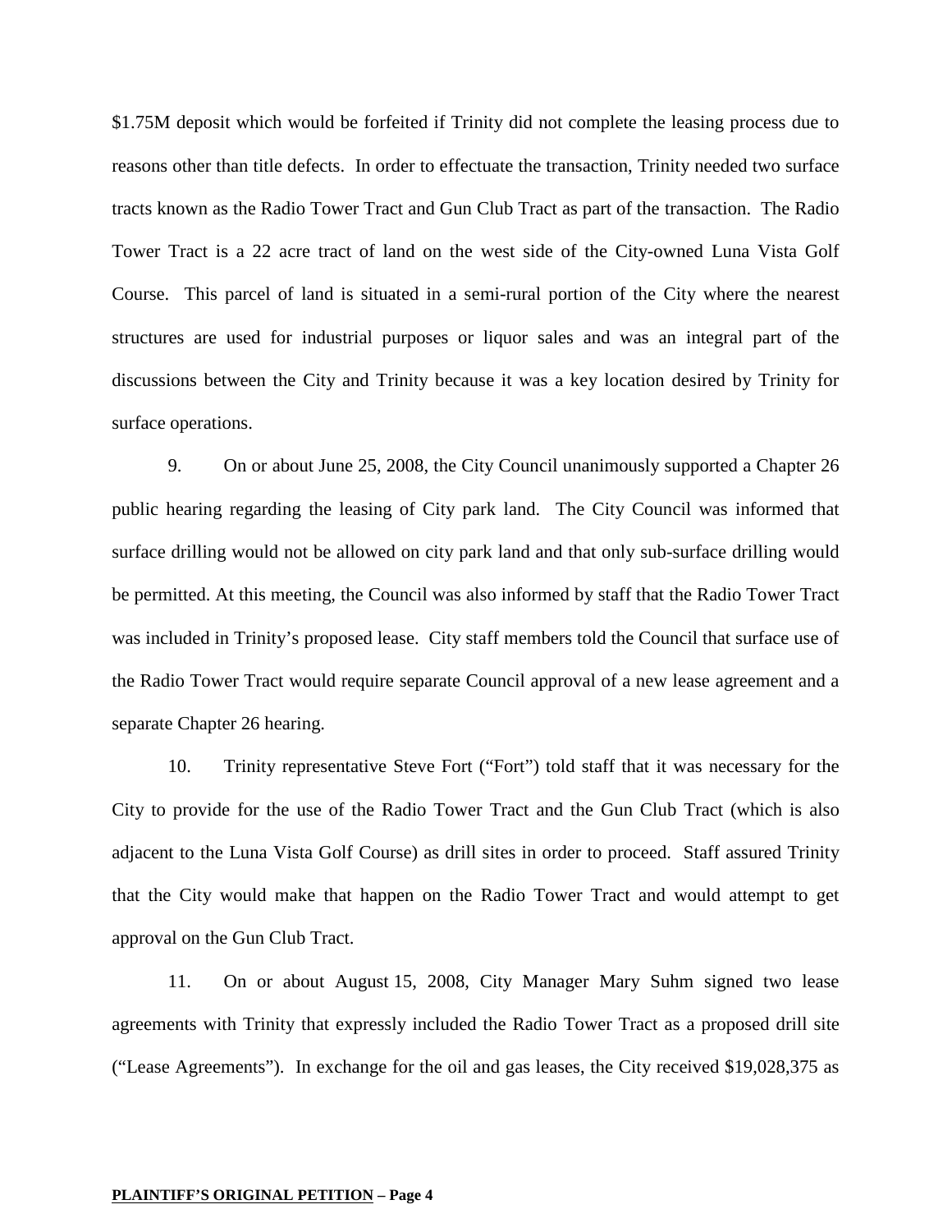$1.75M deposit which would be forfeited if Trinity did not complete the leasing process due to reasons other than title defects. In order to effectuate the transaction, Trinity needed two surface tracts known as the Radio Tower Tract and Gun Club Tract as part of the transaction. The Radio Tower Tract is a 22 acre tract of land on the west side of the City-owned Luna Vista Golf Course. This parcel of land is situated in a semi-rural portion of the City where the nearest structures are used for industrial purposes or liquor sales and was an integral part of the discussions between the City and Trinity because it was a key location desired by Trinity for surface operations.

9. On or about June 25, 2008, the City Council unanimously supported a Chapter 26 public hearing regarding the leasing of City park land. The City Council was informed that surface drilling would not be allowed on city park land and that only sub-surface drilling would be permitted. At this meeting, the Council was also informed by staff that the Radio Tower Tract was included in Trinity's proposed lease. City staff members told the Council that surface use of the Radio Tower Tract would require separate Council approval of a new lease agreement and a separate Chapter 26 hearing.

10. Trinity representative Steve Fort ("Fort") told staff that it was necessary for the City to provide for the use of the Radio Tower Tract and the Gun Club Tract (which is also adjacent to the Luna Vista Golf Course) as drill sites in order to proceed. Staff assured Trinity that the City would make that happen on the Radio Tower Tract and would attempt to get approval on the Gun Club Tract.

11. On or about August 15, 2008, City Manager Mary Suhm signed two lease agreements with Trinity that expressly included the Radio Tower Tract as a proposed drill site ("Lease Agreements"). In exchange for the oil and gas leases, the City received $19,028,375 as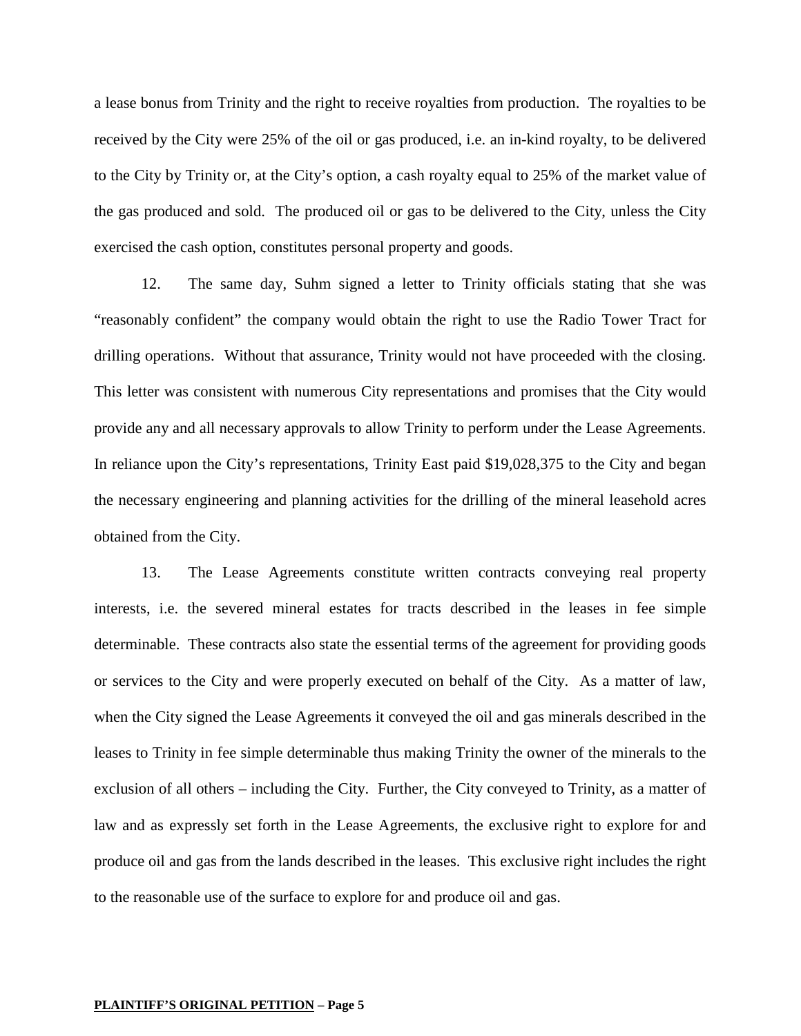a lease bonus from Trinity and the right to receive royalties from production. The royalties to be received by the City were 25% of the oil or gas produced, i.e. an in-kind royalty, to be delivered to the City by Trinity or, at the City's option, a cash royalty equal to 25% of the market value of the gas produced and sold. The produced oil or gas to be delivered to the City, unless the City exercised the cash option, constitutes personal property and goods.

12. The same day, Suhm signed a letter to Trinity officials stating that she was "reasonably confident" the company would obtain the right to use the Radio Tower Tract for drilling operations. Without that assurance, Trinity would not have proceeded with the closing. This letter was consistent with numerous City representations and promises that the City would provide any and all necessary approvals to allow Trinity to perform under the Lease Agreements. In reliance upon the City's representations, Trinity East paid $19,028,375 to the City and began the necessary engineering and planning activities for the drilling of the mineral leasehold acres obtained from the City.

13. The Lease Agreements constitute written contracts conveying real property interests, i.e. the severed mineral estates for tracts described in the leases in fee simple determinable. These contracts also state the essential terms of the agreement for providing goods or services to the City and were properly executed on behalf of the City. As a matter of law, when the City signed the Lease Agreements it conveyed the oil and gas minerals described in the leases to Trinity in fee simple determinable thus making Trinity the owner of the minerals to the exclusion of all others – including the City. Further, the City conveyed to Trinity, as a matter of law and as expressly set forth in the Lease Agreements, the exclusive right to explore for and produce oil and gas from the lands described in the leases. This exclusive right includes the right to the reasonable use of the surface to explore for and produce oil and gas.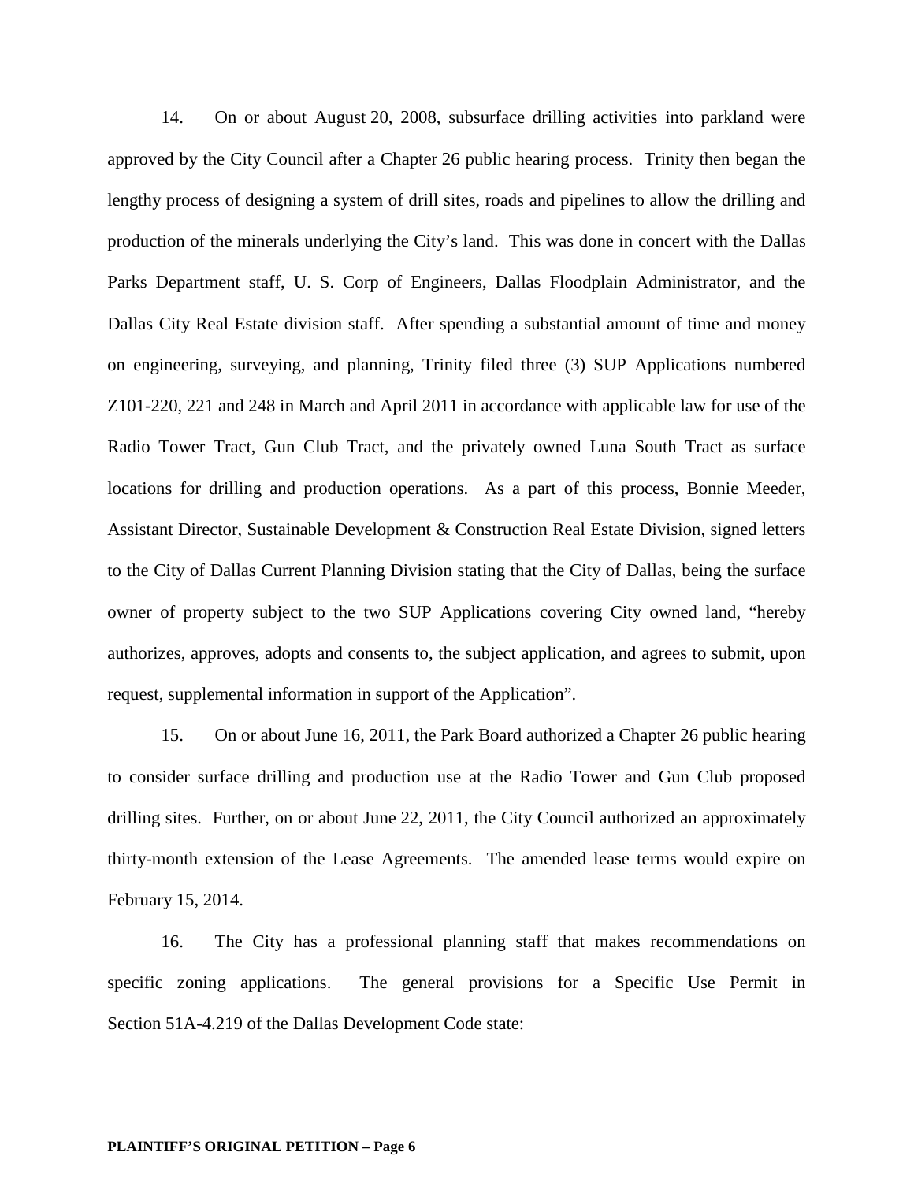14. On or about August 20, 2008, subsurface drilling activities into parkland were approved by the City Council after a Chapter 26 public hearing process. Trinity then began the lengthy process of designing a system of drill sites, roads and pipelines to allow the drilling and production of the minerals underlying the City's land. This was done in concert with the Dallas Parks Department staff, U. S. Corp of Engineers, Dallas Floodplain Administrator, and the Dallas City Real Estate division staff. After spending a substantial amount of time and money on engineering, surveying, and planning, Trinity filed three (3) SUP Applications numbered Z101-220, 221 and 248 in March and April 2011 in accordance with applicable law for use of the Radio Tower Tract, Gun Club Tract, and the privately owned Luna South Tract as surface locations for drilling and production operations. As a part of this process, Bonnie Meeder, Assistant Director, Sustainable Development & Construction Real Estate Division, signed letters to the City of Dallas Current Planning Division stating that the City of Dallas, being the surface owner of property subject to the two SUP Applications covering City owned land, "hereby authorizes, approves, adopts and consents to, the subject application, and agrees to submit, upon request, supplemental information in support of the Application".

15. On or about June 16, 2011, the Park Board authorized a Chapter 26 public hearing to consider surface drilling and production use at the Radio Tower and Gun Club proposed drilling sites. Further, on or about June 22, 2011, the City Council authorized an approximately thirty-month extension of the Lease Agreements. The amended lease terms would expire on February 15, 2014.

16. The City has a professional planning staff that makes recommendations on specific zoning applications. The general provisions for a Specific Use Permit in Section 51A-4.219 of the Dallas Development Code state: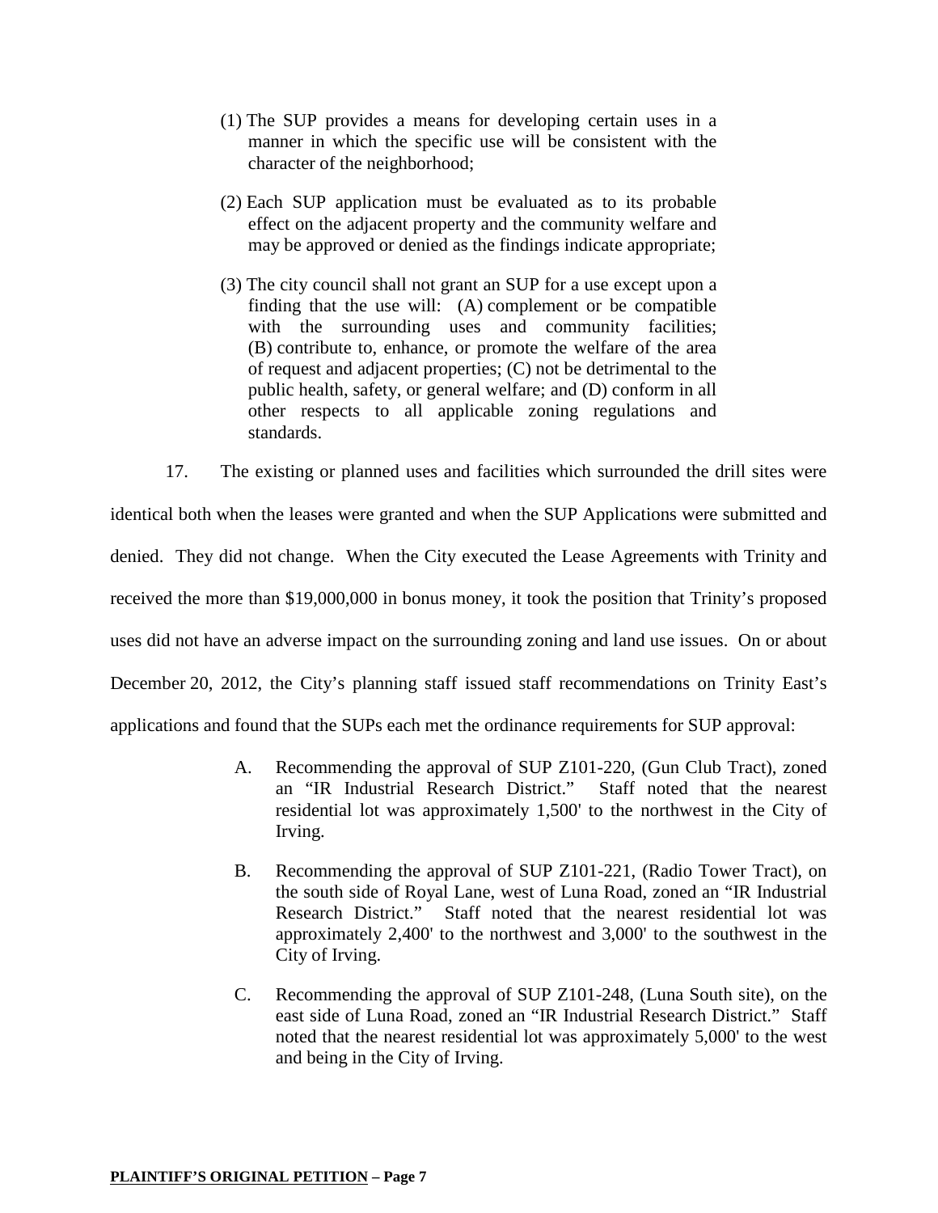(1) The SUP provides a means for developing certain uses in a manner in which the specific use will be consistent with the character of the neighborhood;

(2) Each SUP application must be evaluated as to its probable effect on the adjacent property and the community welfare and may be approved or denied as the findings indicate appropriate;

(3) The city council shall not grant an SUP for a use except upon a finding that the use will: (A) complement or be compatible with the surrounding uses and community facilities; (B) contribute to, enhance, or promote the welfare of the area of request and adjacent properties; (C) not be detrimental to the public health, safety, or general welfare; and (D) conform in all other respects to all applicable zoning regulations and standards.

17. The existing or planned uses and facilities which surrounded the drill sites were identical both when the leases were granted and when the SUP Applications were submitted and denied. They did not change. When the City executed the Lease Agreements with Trinity and received the more than $19,000,000 in bonus money, it took the position that Trinity's proposed uses did not have an adverse impact on the surrounding zoning and land use issues. On or about December 20, 2012, the City's planning staff issued staff recommendations on Trinity East's applications and found that the SUPs each met the ordinance requirements for SUP approval:

A. Recommending the approval of SUP Z101-220, (Gun Club Tract), zoned an "IR Industrial Research District." Staff noted that the nearest residential lot was approximately 1,500' to the northwest in the City of Irving.

B. Recommending the approval of SUP Z101-221, (Radio Tower Tract), on the south side of Royal Lane, west of Luna Road, zoned an "IR Industrial Research District." Staff noted that the nearest residential lot was approximately 2,400' to the northwest and 3,000' to the southwest in the City of Irving.

C. Recommending the approval of SUP Z101-248, (Luna South site), on the east side of Luna Road, zoned an "IR Industrial Research District." Staff noted that the nearest residential lot was approximately 5,000' to the west and being in the City of Irving.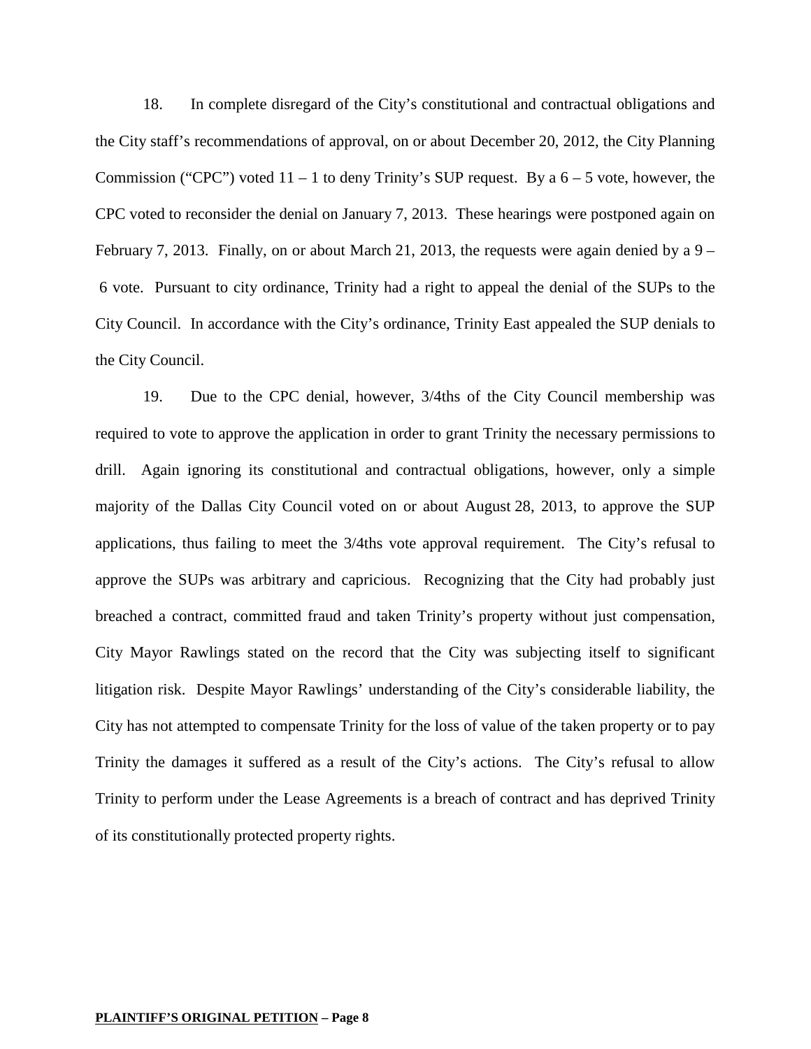18. In complete disregard of the City's constitutional and contractual obligations and the City staff's recommendations of approval, on or about December 20, 2012, the City Planning Commission ("CPC") voted 11 – 1 to deny Trinity's SUP request. By a 6 – 5 vote, however, the CPC voted to reconsider the denial on January 7, 2013. These hearings were postponed again on February 7, 2013. Finally, on or about March 21, 2013, the requests were again denied by a 9 – 6 vote. Pursuant to city ordinance, Trinity had a right to appeal the denial of the SUPs to the City Council. In accordance with the City's ordinance, Trinity East appealed the SUP denials to the City Council.

19. Due to the CPC denial, however, 3/4ths of the City Council membership was required to vote to approve the application in order to grant Trinity the necessary permissions to drill. Again ignoring its constitutional and contractual obligations, however, only a simple majority of the Dallas City Council voted on or about August 28, 2013, to approve the SUP applications, thus failing to meet the 3/4ths vote approval requirement. The City's refusal to approve the SUPs was arbitrary and capricious. Recognizing that the City had probably just breached a contract, committed fraud and taken Trinity's property without just compensation, City Mayor Rawlings stated on the record that the City was subjecting itself to significant litigation risk. Despite Mayor Rawlings' understanding of the City's considerable liability, the City has not attempted to compensate Trinity for the loss of value of the taken property or to pay Trinity the damages it suffered as a result of the City's actions. The City's refusal to allow Trinity to perform under the Lease Agreements is a breach of contract and has deprived Trinity of its constitutionally protected property rights.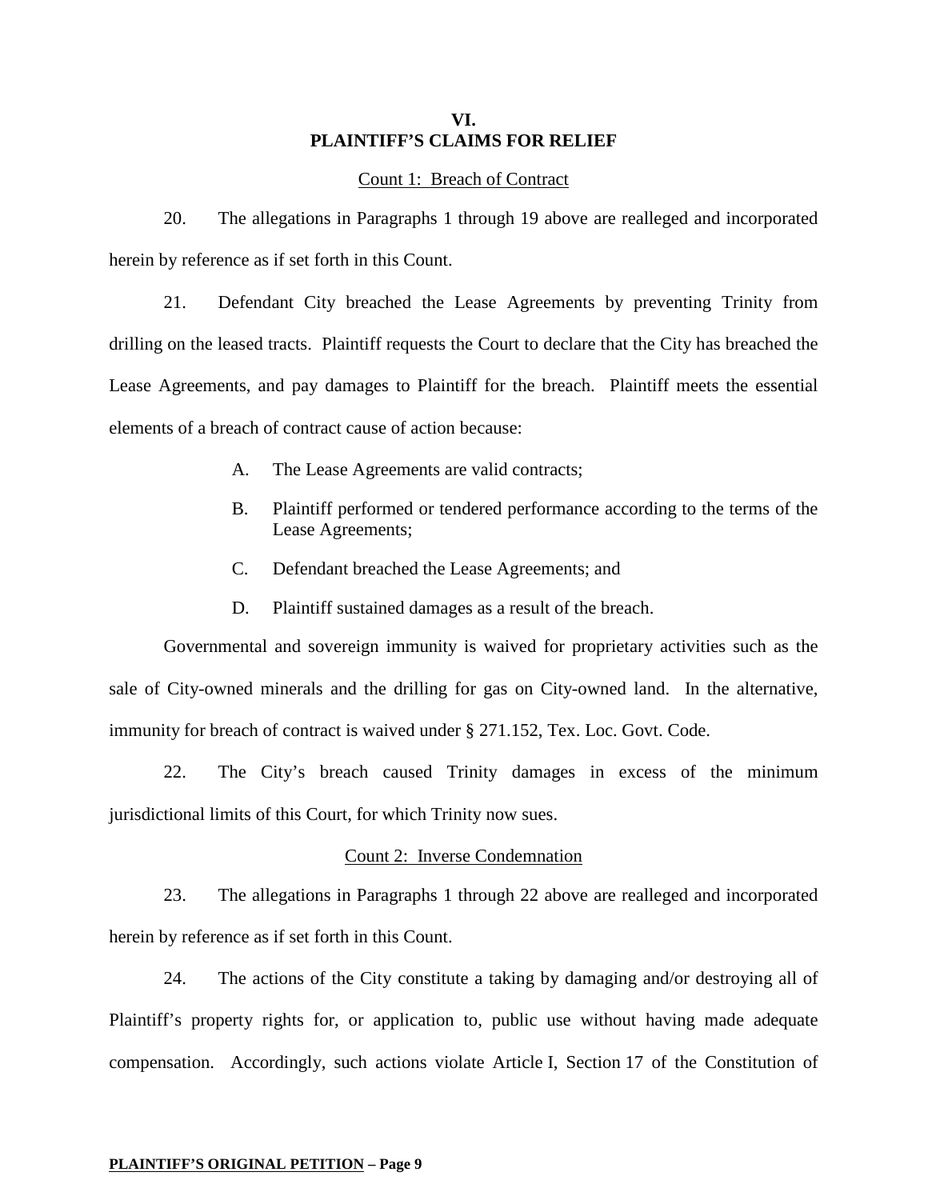## VI.
## PLAINTIFF'S CLAIMS FOR RELIEF

Count 1: Breach of Contract

20. The allegations in Paragraphs 1 through 19 above are realleged and incorporated herein by reference as if set forth in this Count.

21. Defendant City breached the Lease Agreements by preventing Trinity from drilling on the leased tracts. Plaintiff requests the Court to declare that the City has breached the Lease Agreements, and pay damages to Plaintiff for the breach. Plaintiff meets the essential elements of a breach of contract cause of action because:

A. The Lease Agreements are valid contracts;

B. Plaintiff performed or tendered performance according to the terms of the Lease Agreements;

C. Defendant breached the Lease Agreements; and

D. Plaintiff sustained damages as a result of the breach.

Governmental and sovereign immunity is waived for proprietary activities such as the sale of City-owned minerals and the drilling for gas on City-owned land. In the alternative, immunity for breach of contract is waived under § 271.152, Tex. Loc. Govt. Code.

22. The City's breach caused Trinity damages in excess of the minimum jurisdictional limits of this Court, for which Trinity now sues.

Count 2: Inverse Condemnation

23. The allegations in Paragraphs 1 through 22 above are realleged and incorporated herein by reference as if set forth in this Count.

24. The actions of the City constitute a taking by damaging and/or destroying all of Plaintiff's property rights for, or application to, public use without having made adequate compensation. Accordingly, such actions violate Article I, Section 17 of the Constitution of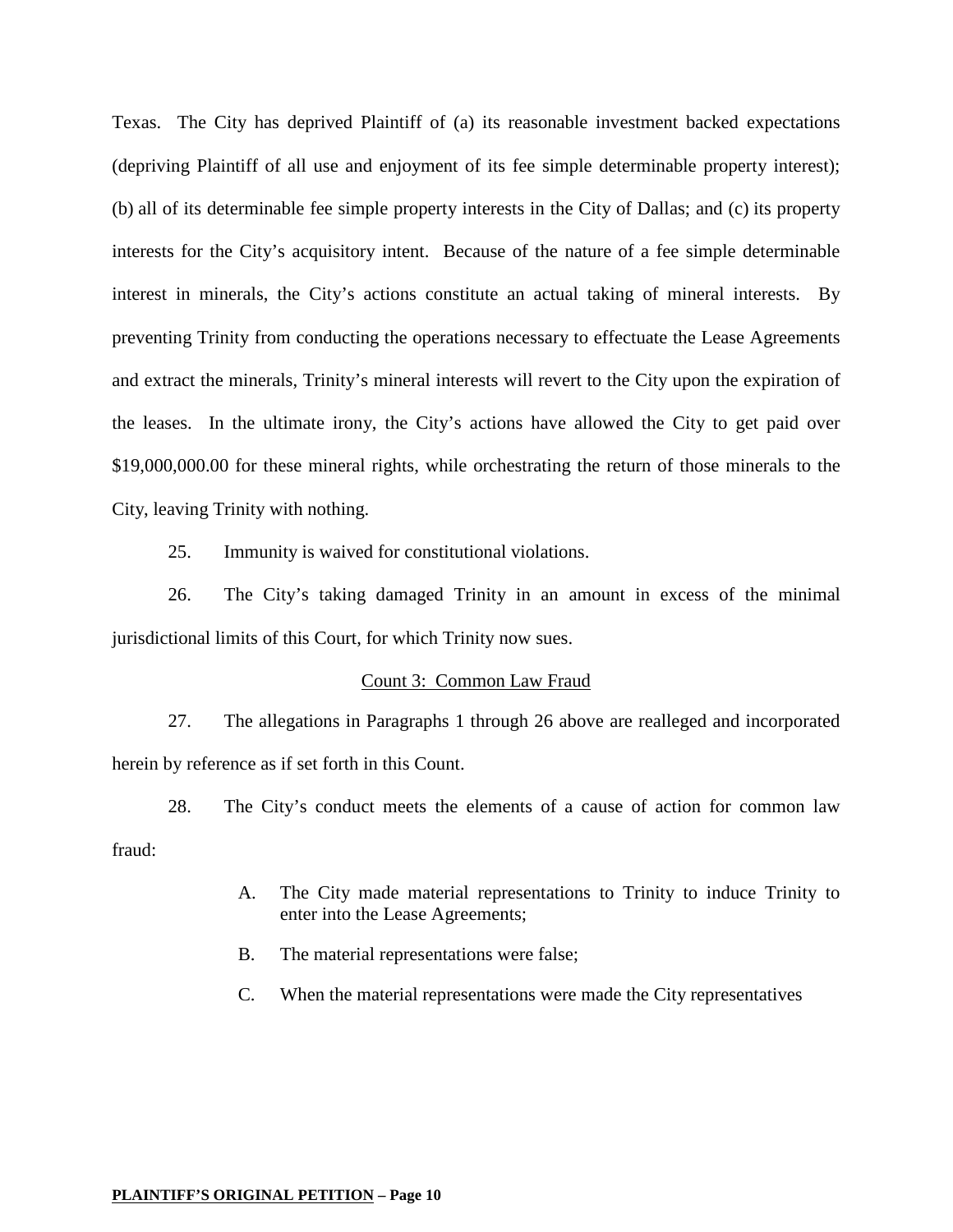Texas. The City has deprived Plaintiff of (a) its reasonable investment backed expectations (depriving Plaintiff of all use and enjoyment of its fee simple determinable property interest); (b) all of its determinable fee simple property interests in the City of Dallas; and (c) its property interests for the City's acquisitory intent. Because of the nature of a fee simple determinable interest in minerals, the City's actions constitute an actual taking of mineral interests. By preventing Trinity from conducting the operations necessary to effectuate the Lease Agreements and extract the minerals, Trinity's mineral interests will revert to the City upon the expiration of the leases. In the ultimate irony, the City's actions have allowed the City to get paid over $19,000,000.00 for these mineral rights, while orchestrating the return of those minerals to the City, leaving Trinity with nothing.

25. Immunity is waived for constitutional violations.

26. The City's taking damaged Trinity in an amount in excess of the minimal jurisdictional limits of this Court, for which Trinity now sues.

<u>Count 3: Common Law Fraud</u>

27. The allegations in Paragraphs 1 through 26 above are realleged and incorporated herein by reference as if set forth in this Count.

28. The City's conduct meets the elements of a cause of action for common law fraud:

> A. The City made material representations to Trinity to induce Trinity to enter into the Lease Agreements;
>
> B. The material representations were false;
>
> C. When the material representations were made the City representatives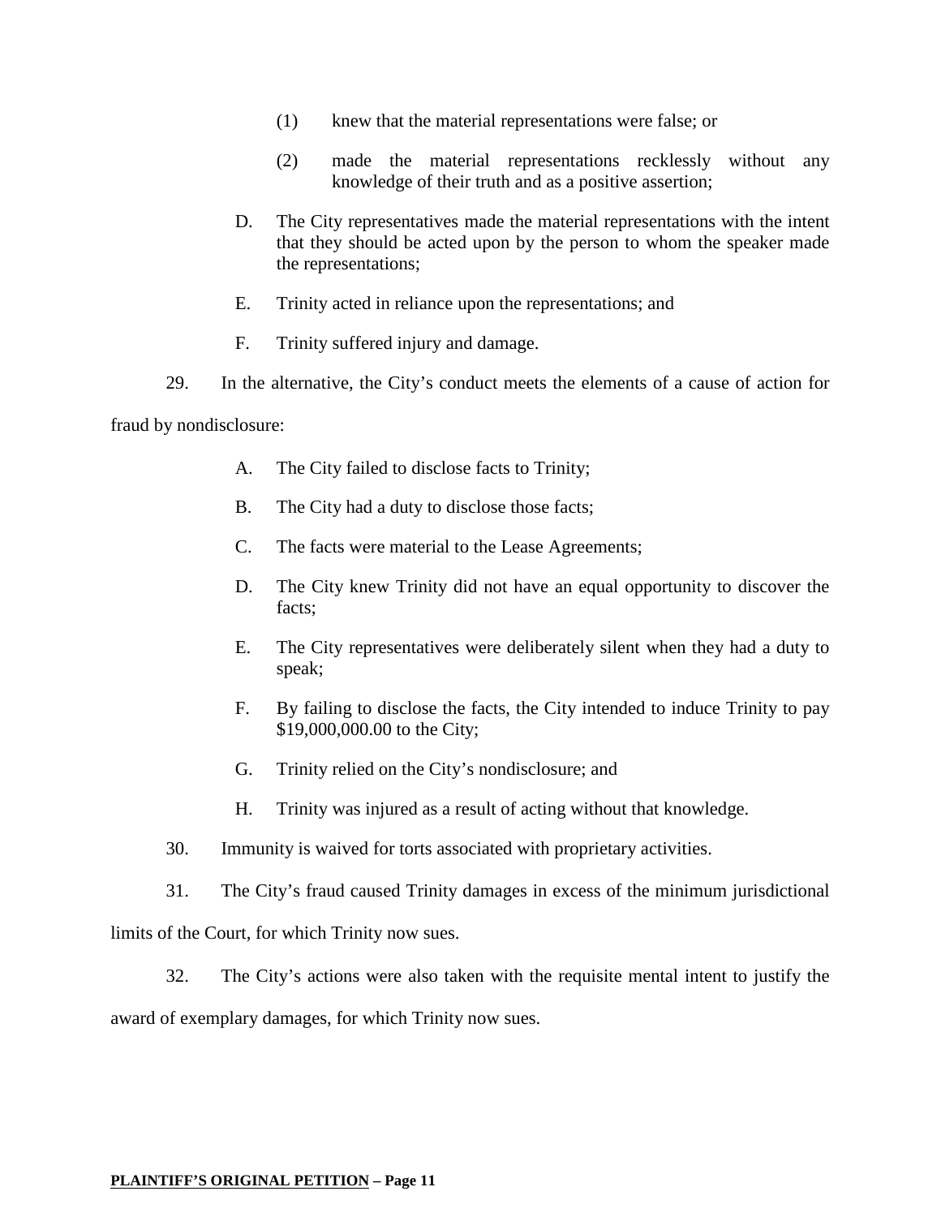(1) knew that the material representations were false; or

(2) made the material representations recklessly without any knowledge of their truth and as a positive assertion;

D. The City representatives made the material representations with the intent that they should be acted upon by the person to whom the speaker made the representations;

E. Trinity acted in reliance upon the representations; and

F. Trinity suffered injury and damage.

29. In the alternative, the City's conduct meets the elements of a cause of action for fraud by nondisclosure:

A. The City failed to disclose facts to Trinity;

B. The City had a duty to disclose those facts;

C. The facts were material to the Lease Agreements;

D. The City knew Trinity did not have an equal opportunity to discover the facts;

E. The City representatives were deliberately silent when they had a duty to speak;

F. By failing to disclose the facts, the City intended to induce Trinity to pay $19,000,000.00 to the City;

G. Trinity relied on the City's nondisclosure; and

H. Trinity was injured as a result of acting without that knowledge.

30. Immunity is waived for torts associated with proprietary activities.

31. The City's fraud caused Trinity damages in excess of the minimum jurisdictional limits of the Court, for which Trinity now sues.

32. The City's actions were also taken with the requisite mental intent to justify the award of exemplary damages, for which Trinity now sues.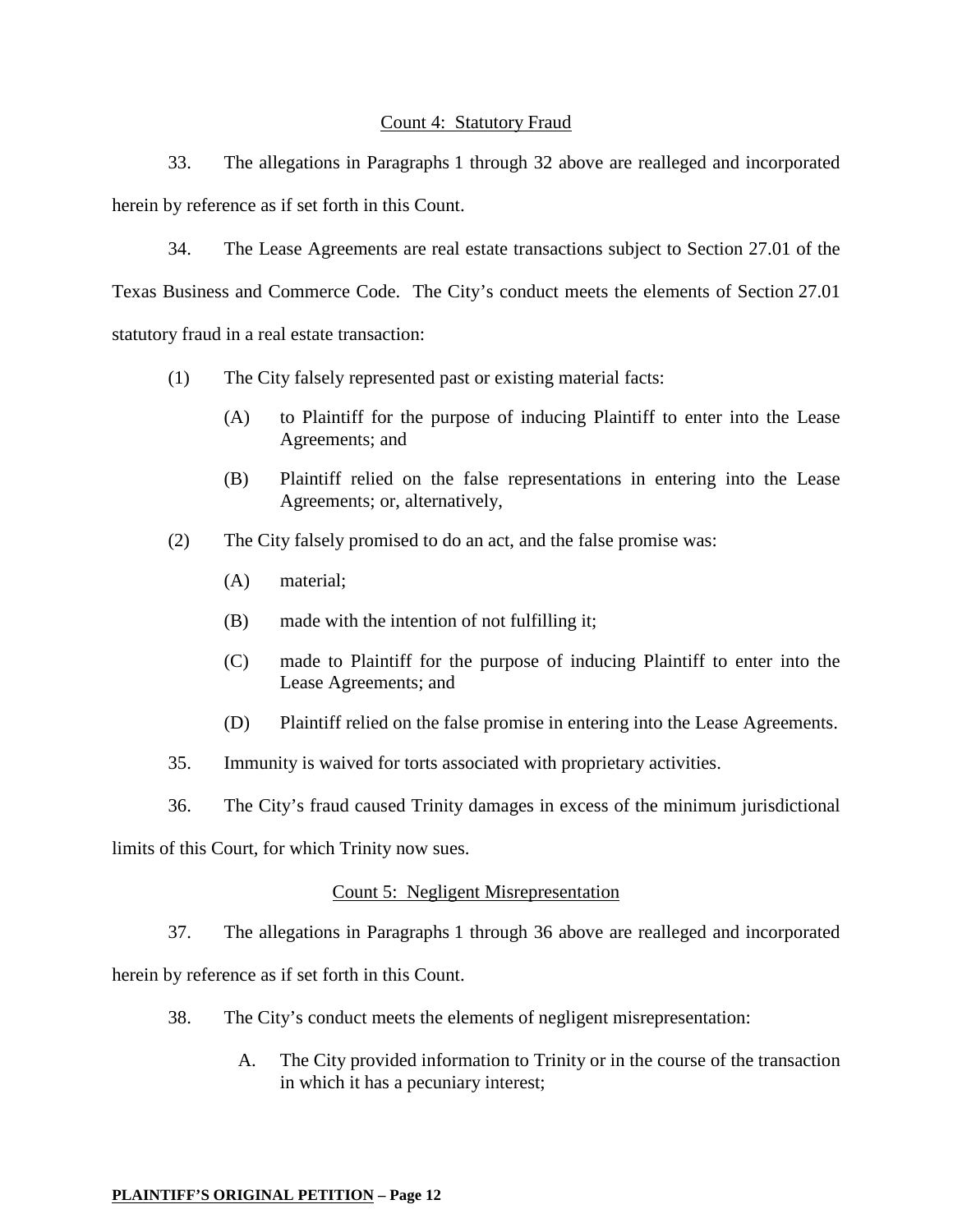## Count 4: Statutory Fraud

33. The allegations in Paragraphs 1 through 32 above are realleged and incorporated herein by reference as if set forth in this Count.

34. The Lease Agreements are real estate transactions subject to Section 27.01 of the Texas Business and Commerce Code. The City's conduct meets the elements of Section 27.01 statutory fraud in a real estate transaction:

(1) The City falsely represented past or existing material facts:

(A) to Plaintiff for the purpose of inducing Plaintiff to enter into the Lease Agreements; and

(B) Plaintiff relied on the false representations in entering into the Lease Agreements; or, alternatively,

(2) The City falsely promised to do an act, and the false promise was:

(A) material;

(B) made with the intention of not fulfilling it;

(C) made to Plaintiff for the purpose of inducing Plaintiff to enter into the Lease Agreements; and

(D) Plaintiff relied on the false promise in entering into the Lease Agreements.

35. Immunity is waived for torts associated with proprietary activities.

36. The City's fraud caused Trinity damages in excess of the minimum jurisdictional limits of this Court, for which Trinity now sues.

## Count 5: Negligent Misrepresentation

37. The allegations in Paragraphs 1 through 36 above are realleged and incorporated herein by reference as if set forth in this Count.

38. The City's conduct meets the elements of negligent misrepresentation:

A. The City provided information to Trinity or in the course of the transaction in which it has a pecuniary interest;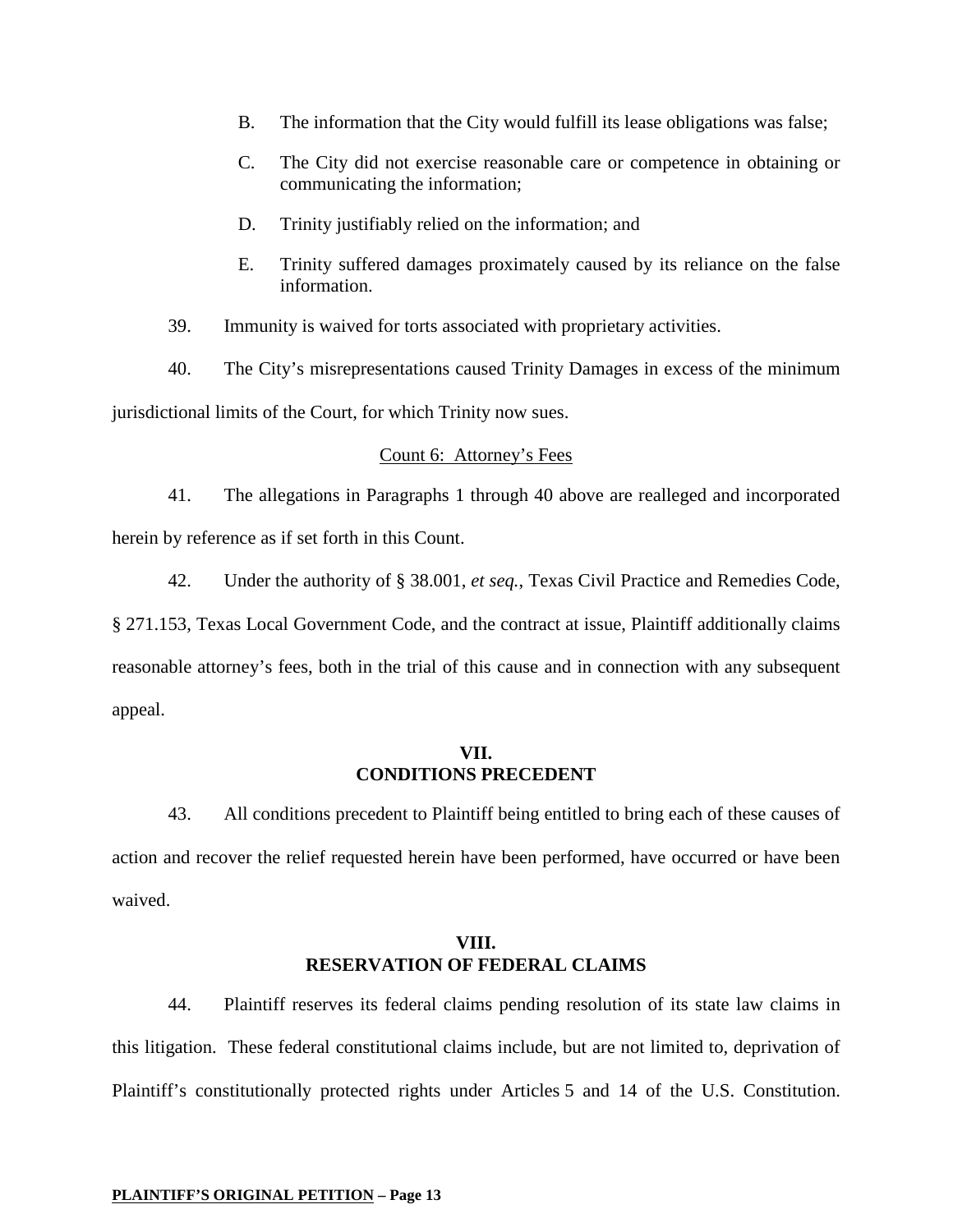B. The information that the City would fulfill its lease obligations was false;

C. The City did not exercise reasonable care or competence in obtaining or communicating the information;

D. Trinity justifiably relied on the information; and

E. Trinity suffered damages proximately caused by its reliance on the false information.

39. Immunity is waived for torts associated with proprietary activities.

40. The City's misrepresentations caused Trinity Damages in excess of the minimum jurisdictional limits of the Court, for which Trinity now sues.

Count 6: Attorney's Fees

41. The allegations in Paragraphs 1 through 40 above are realleged and incorporated herein by reference as if set forth in this Count.

42. Under the authority of § 38.001, *et seq.*, Texas Civil Practice and Remedies Code, § 271.153, Texas Local Government Code, and the contract at issue, Plaintiff additionally claims reasonable attorney's fees, both in the trial of this cause and in connection with any subsequent appeal.

## VII.
## CONDITIONS PRECEDENT

43. All conditions precedent to Plaintiff being entitled to bring each of these causes of action and recover the relief requested herein have been performed, have occurred or have been waived.

## VIII.
## RESERVATION OF FEDERAL CLAIMS

44. Plaintiff reserves its federal claims pending resolution of its state law claims in this litigation. These federal constitutional claims include, but are not limited to, deprivation of Plaintiff's constitutionally protected rights under Articles 5 and 14 of the U.S. Constitution.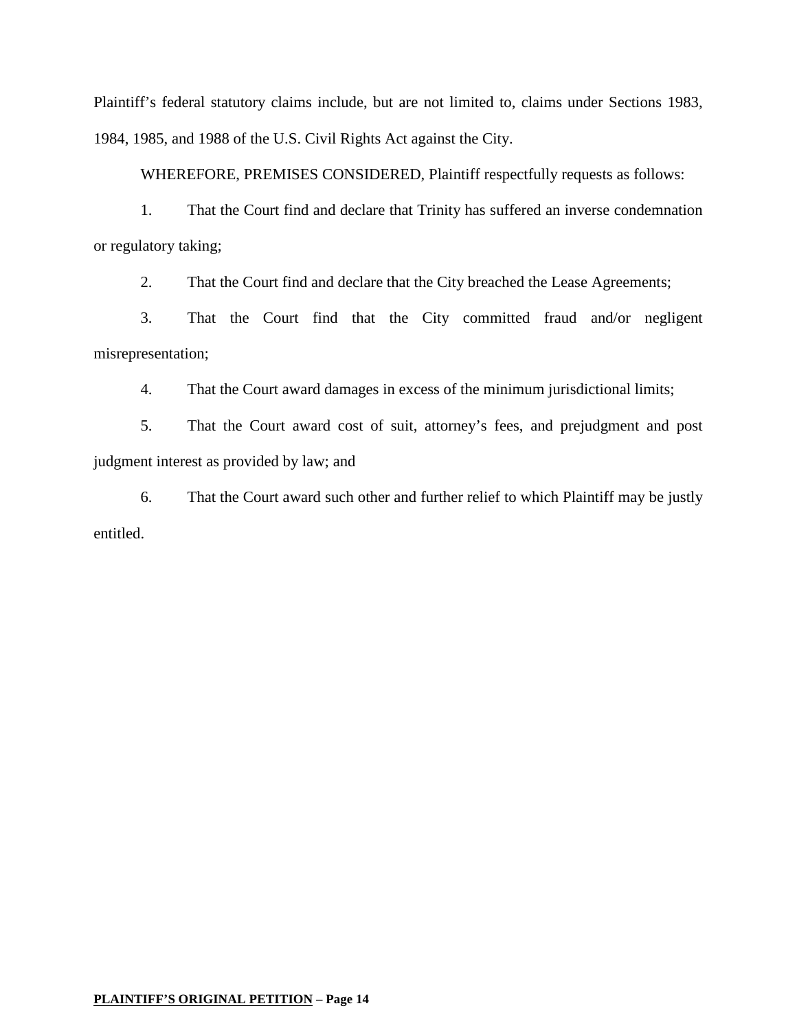Plaintiff's federal statutory claims include, but are not limited to, claims under Sections 1983, 1984, 1985, and 1988 of the U.S. Civil Rights Act against the City.

WHEREFORE, PREMISES CONSIDERED, Plaintiff respectfully requests as follows:

1. That the Court find and declare that Trinity has suffered an inverse condemnation or regulatory taking;

2. That the Court find and declare that the City breached the Lease Agreements;

3. That the Court find that the City committed fraud and/or negligent misrepresentation;

4. That the Court award damages in excess of the minimum jurisdictional limits;

5. That the Court award cost of suit, attorney's fees, and prejudgment and post judgment interest as provided by law; and

6. That the Court award such other and further relief to which Plaintiff may be justly entitled.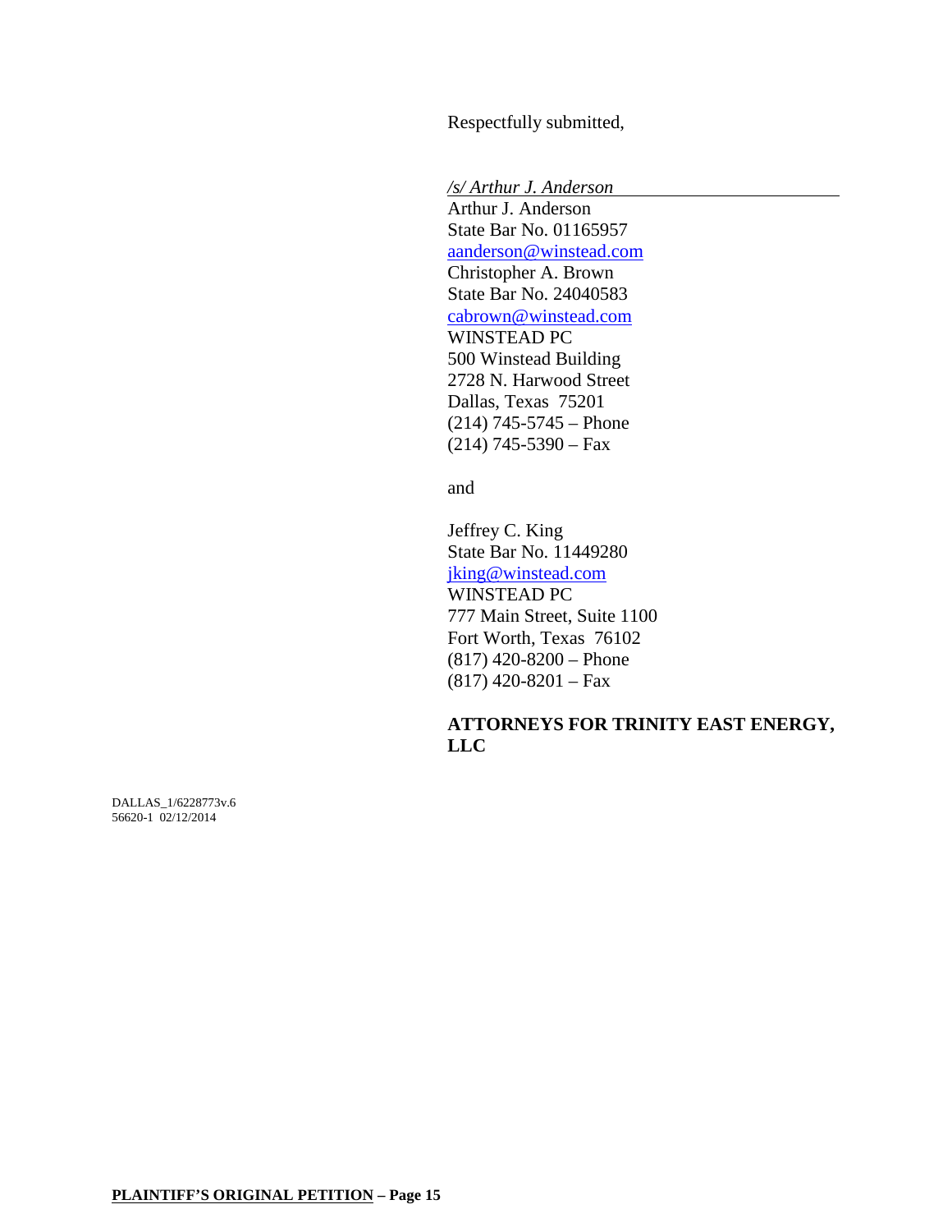Respectfully submitted,

*/s/ Arthur J. Anderson*
Arthur J. Anderson
State Bar No. 01165957
aanderson@winstead.com
Christopher A. Brown
State Bar No. 24040583
cabrown@winstead.com
WINSTEAD PC
500 Winstead Building
2728 N. Harwood Street
Dallas, Texas 75201
(214) 745-5745 – Phone
(214) 745-5390 – Fax

and

Jeffrey C. King
State Bar No. 11449280
jking@winstead.com
WINSTEAD PC
777 Main Street, Suite 1100
Fort Worth, Texas 76102
(817) 420-8200 – Phone
(817) 420-8201 – Fax

**ATTORNEYS FOR TRINITY EAST ENERGY, LLC**

DALLAS_1/6228773v.6
56620-1 02/12/2014